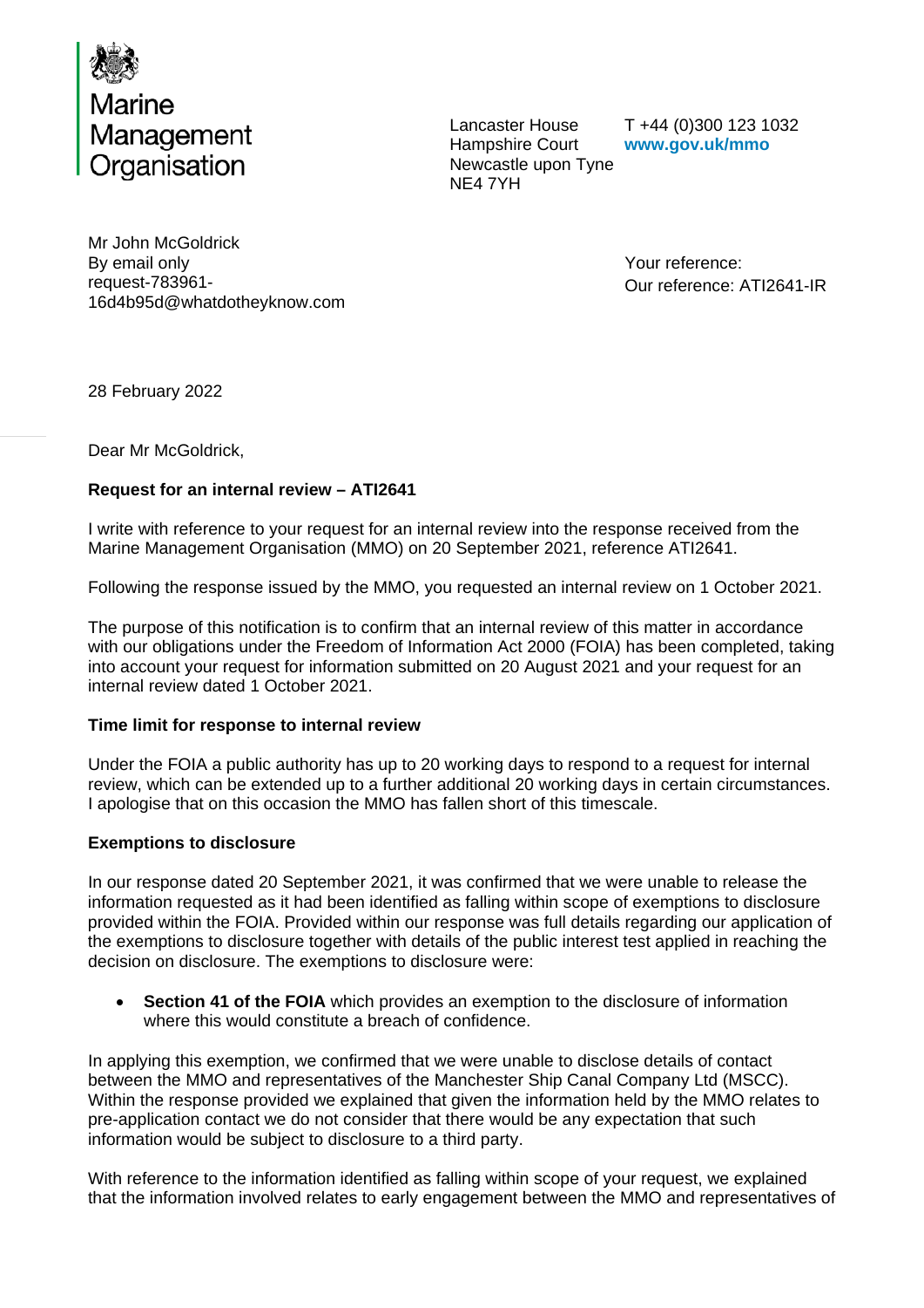Marine Management Organisation

Lancaster House
Hampshire Court
Newcastle upon Tyne
NE4 7YH

T +44 (0)300 123 1032
**www.gov.uk/mmo**

Mr John McGoldrick
By email only
request-783961-16d4b95d@whatdotheyknow.com

Your reference:
Our reference: ATI2641-IR

28 February 2022

Dear Mr McGoldrick,

**Request for an internal review – ATI2641**

I write with reference to your request for an internal review into the response received from the Marine Management Organisation (MMO) on 20 September 2021, reference ATI2641.

Following the response issued by the MMO, you requested an internal review on 1 October 2021.

The purpose of this notification is to confirm that an internal review of this matter in accordance with our obligations under the Freedom of Information Act 2000 (FOIA) has been completed, taking into account your request for information submitted on 20 August 2021 and your request for an internal review dated 1 October 2021.

**Time limit for response to internal review**

Under the FOIA a public authority has up to 20 working days to respond to a request for internal review, which can be extended up to a further additional 20 working days in certain circumstances. I apologise that on this occasion the MMO has fallen short of this timescale.

**Exemptions to disclosure**

In our response dated 20 September 2021, it was confirmed that we were unable to release the information requested as it had been identified as falling within scope of exemptions to disclosure provided within the FOIA. Provided within our response was full details regarding our application of the exemptions to disclosure together with details of the public interest test applied in reaching the decision on disclosure. The exemptions to disclosure were:

- **Section 41 of the FOIA** which provides an exemption to the disclosure of information where this would constitute a breach of confidence.

In applying this exemption, we confirmed that we were unable to disclose details of contact between the MMO and representatives of the Manchester Ship Canal Company Ltd (MSCC). Within the response provided we explained that given the information held by the MMO relates to pre-application contact we do not consider that there would be any expectation that such information would be subject to disclosure to a third party.

With reference to the information identified as falling within scope of your request, we explained that the information involved relates to early engagement between the MMO and representatives of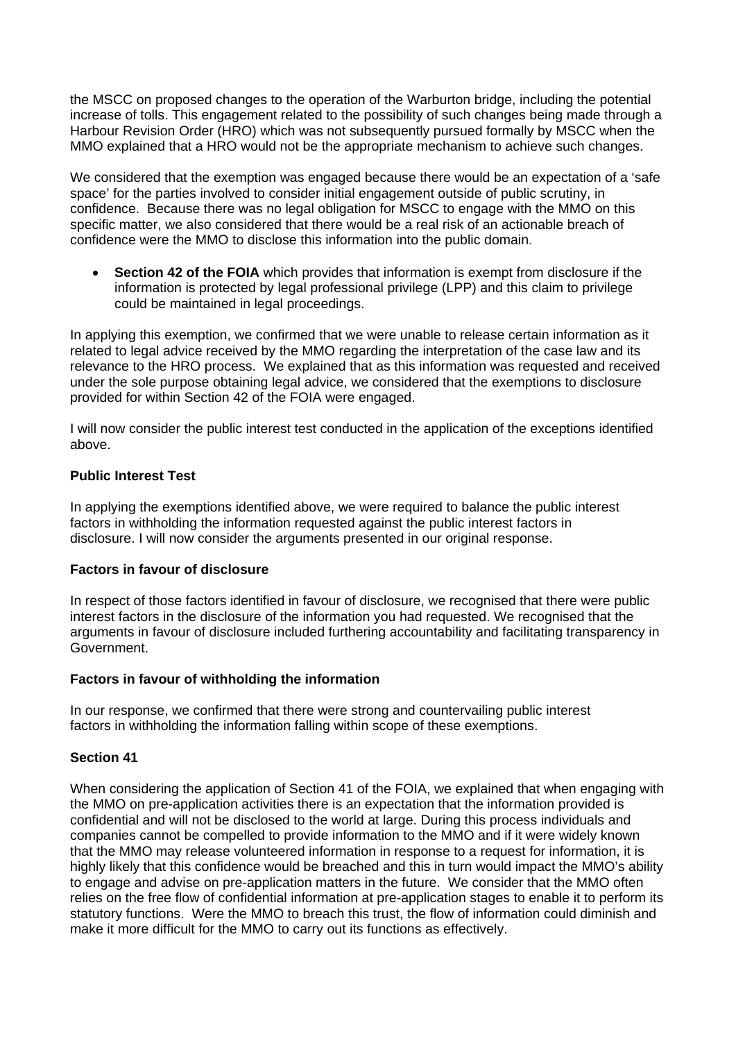the MSCC on proposed changes to the operation of the Warburton bridge, including the potential increase of tolls. This engagement related to the possibility of such changes being made through a Harbour Revision Order (HRO) which was not subsequently pursued formally by MSCC when the MMO explained that a HRO would not be the appropriate mechanism to achieve such changes.

We considered that the exemption was engaged because there would be an expectation of a 'safe space' for the parties involved to consider initial engagement outside of public scrutiny, in confidence. Because there was no legal obligation for MSCC to engage with the MMO on this specific matter, we also considered that there would be a real risk of an actionable breach of confidence were the MMO to disclose this information into the public domain.

- **Section 42 of the FOIA** which provides that information is exempt from disclosure if the information is protected by legal professional privilege (LPP) and this claim to privilege could be maintained in legal proceedings.

In applying this exemption, we confirmed that we were unable to release certain information as it related to legal advice received by the MMO regarding the interpretation of the case law and its relevance to the HRO process. We explained that as this information was requested and received under the sole purpose obtaining legal advice, we considered that the exemptions to disclosure provided for within Section 42 of the FOIA were engaged.

I will now consider the public interest test conducted in the application of the exceptions identified above.

**Public Interest Test**

In applying the exemptions identified above, we were required to balance the public interest factors in withholding the information requested against the public interest factors in disclosure. I will now consider the arguments presented in our original response.

**Factors in favour of disclosure**

In respect of those factors identified in favour of disclosure, we recognised that there were public interest factors in the disclosure of the information you had requested. We recognised that the arguments in favour of disclosure included furthering accountability and facilitating transparency in Government.

**Factors in favour of withholding the information**

In our response, we confirmed that there were strong and countervailing public interest factors in withholding the information falling within scope of these exemptions.

**Section 41**

When considering the application of Section 41 of the FOIA, we explained that when engaging with the MMO on pre-application activities there is an expectation that the information provided is confidential and will not be disclosed to the world at large. During this process individuals and companies cannot be compelled to provide information to the MMO and if it were widely known that the MMO may release volunteered information in response to a request for information, it is highly likely that this confidence would be breached and this in turn would impact the MMO's ability to engage and advise on pre-application matters in the future. We consider that the MMO often relies on the free flow of confidential information at pre-application stages to enable it to perform its statutory functions. Were the MMO to breach this trust, the flow of information could diminish and make it more difficult for the MMO to carry out its functions as effectively.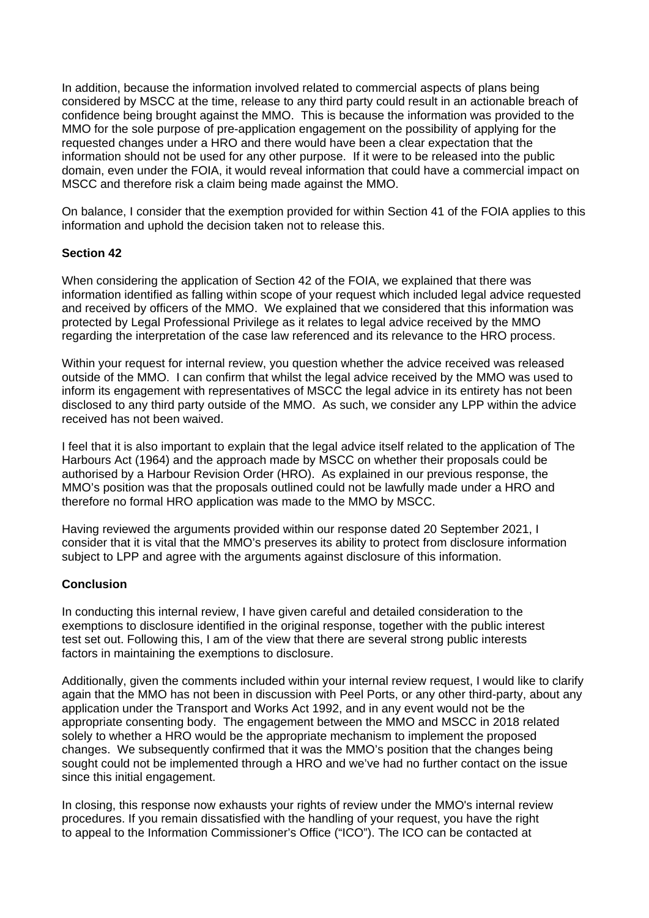In addition, because the information involved related to commercial aspects of plans being considered by MSCC at the time, release to any third party could result in an actionable breach of confidence being brought against the MMO. This is because the information was provided to the MMO for the sole purpose of pre-application engagement on the possibility of applying for the requested changes under a HRO and there would have been a clear expectation that the information should not be used for any other purpose. If it were to be released into the public domain, even under the FOIA, it would reveal information that could have a commercial impact on MSCC and therefore risk a claim being made against the MMO.

On balance, I consider that the exemption provided for within Section 41 of the FOIA applies to this information and uphold the decision taken not to release this.

**Section 42**

When considering the application of Section 42 of the FOIA, we explained that there was information identified as falling within scope of your request which included legal advice requested and received by officers of the MMO. We explained that we considered that this information was protected by Legal Professional Privilege as it relates to legal advice received by the MMO regarding the interpretation of the case law referenced and its relevance to the HRO process.

Within your request for internal review, you question whether the advice received was released outside of the MMO. I can confirm that whilst the legal advice received by the MMO was used to inform its engagement with representatives of MSCC the legal advice in its entirety has not been disclosed to any third party outside of the MMO. As such, we consider any LPP within the advice received has not been waived.

I feel that it is also important to explain that the legal advice itself related to the application of The Harbours Act (1964) and the approach made by MSCC on whether their proposals could be authorised by a Harbour Revision Order (HRO). As explained in our previous response, the MMO's position was that the proposals outlined could not be lawfully made under a HRO and therefore no formal HRO application was made to the MMO by MSCC.

Having reviewed the arguments provided within our response dated 20 September 2021, I consider that it is vital that the MMO's preserves its ability to protect from disclosure information subject to LPP and agree with the arguments against disclosure of this information.

**Conclusion**

In conducting this internal review, I have given careful and detailed consideration to the exemptions to disclosure identified in the original response, together with the public interest test set out. Following this, I am of the view that there are several strong public interests factors in maintaining the exemptions to disclosure.

Additionally, given the comments included within your internal review request, I would like to clarify again that the MMO has not been in discussion with Peel Ports, or any other third-party, about any application under the Transport and Works Act 1992, and in any event would not be the appropriate consenting body. The engagement between the MMO and MSCC in 2018 related solely to whether a HRO would be the appropriate mechanism to implement the proposed changes. We subsequently confirmed that it was the MMO's position that the changes being sought could not be implemented through a HRO and we've had no further contact on the issue since this initial engagement.

In closing, this response now exhausts your rights of review under the MMO's internal review procedures. If you remain dissatisfied with the handling of your request, you have the right to appeal to the Information Commissioner's Office ("ICO"). The ICO can be contacted at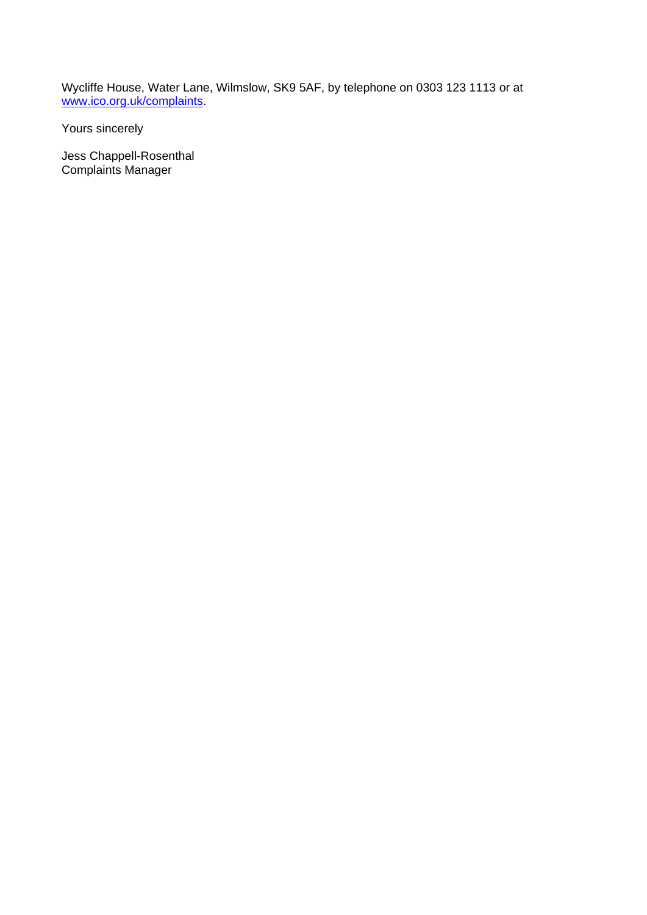Wycliffe House, Water Lane, Wilmslow, SK9 5AF, by telephone on 0303 123 1113 or at [www.ico.org.uk/complaints](http://www.ico.org.uk/complaints).

Yours sincerely

Jess Chappell-Rosenthal
Complaints Manager